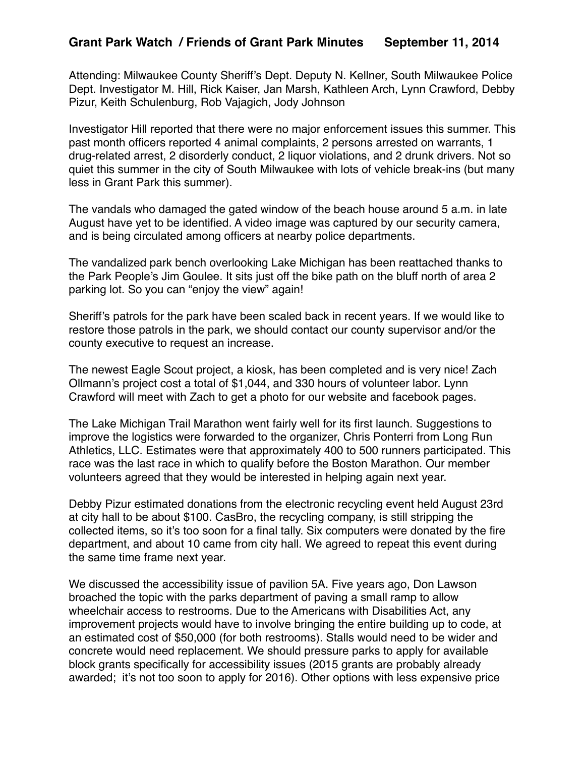## Grant Park Watch / Friends of Grant Park Minutes September 11, 2014

Attending: Milwaukee County Sheriff's Dept. Deputy N. Kellner, South Milwaukee Police Dept. Investigator M. Hill, Rick Kaiser, Jan Marsh, Kathleen Arch, Lynn Crawford, Debby Pizur, Keith Schulenburg, Rob Vajagich, Jody Johnson

Investigator Hill reported that there were no major enforcement issues this summer. This past month officers reported 4 animal complaints, 2 persons arrested on warrants, 1 drug-related arrest, 2 disorderly conduct, 2 liquor violations, and 2 drunk drivers. Not so quiet this summer in the city of South Milwaukee with lots of vehicle break-ins (but many less in Grant Park this summer).

The vandals who damaged the gated window of the beach house around 5 a.m. in late August have yet to be identified. A video image was captured by our security camera, and is being circulated among officers at nearby police departments.

The vandalized park bench overlooking Lake Michigan has been reattached thanks to the Park People's Jim Goulee. It sits just off the bike path on the bluff north of area 2 parking lot. So you can "enjoy the view" again!

Sheriff's patrols for the park have been scaled back in recent years. If we would like to restore those patrols in the park, we should contact our county supervisor and/or the county executive to request an increase.

The newest Eagle Scout project, a kiosk, has been completed and is very nice! Zach Ollmann's project cost a total of $1,044, and 330 hours of volunteer labor. Lynn Crawford will meet with Zach to get a photo for our website and facebook pages.

The Lake Michigan Trail Marathon went fairly well for its first launch. Suggestions to improve the logistics were forwarded to the organizer, Chris Ponterri from Long Run Athletics, LLC. Estimates were that approximately 400 to 500 runners participated. This race was the last race in which to qualify before the Boston Marathon. Our member volunteers agreed that they would be interested in helping again next year.

Debby Pizur estimated donations from the electronic recycling event held August 23rd at city hall to be about $100. CasBro, the recycling company, is still stripping the collected items, so it's too soon for a final tally. Six computers were donated by the fire department, and about 10 came from city hall. We agreed to repeat this event during the same time frame next year.

We discussed the accessibility issue of pavilion 5A. Five years ago, Don Lawson broached the topic with the parks department of paving a small ramp to allow wheelchair access to restrooms. Due to the Americans with Disabilities Act, any improvement projects would have to involve bringing the entire building up to code, at an estimated cost of $50,000 (for both restrooms). Stalls would need to be wider and concrete would need replacement. We should pressure parks to apply for available block grants specifically for accessibility issues (2015 grants are probably already awarded; it's not too soon to apply for 2016). Other options with less expensive price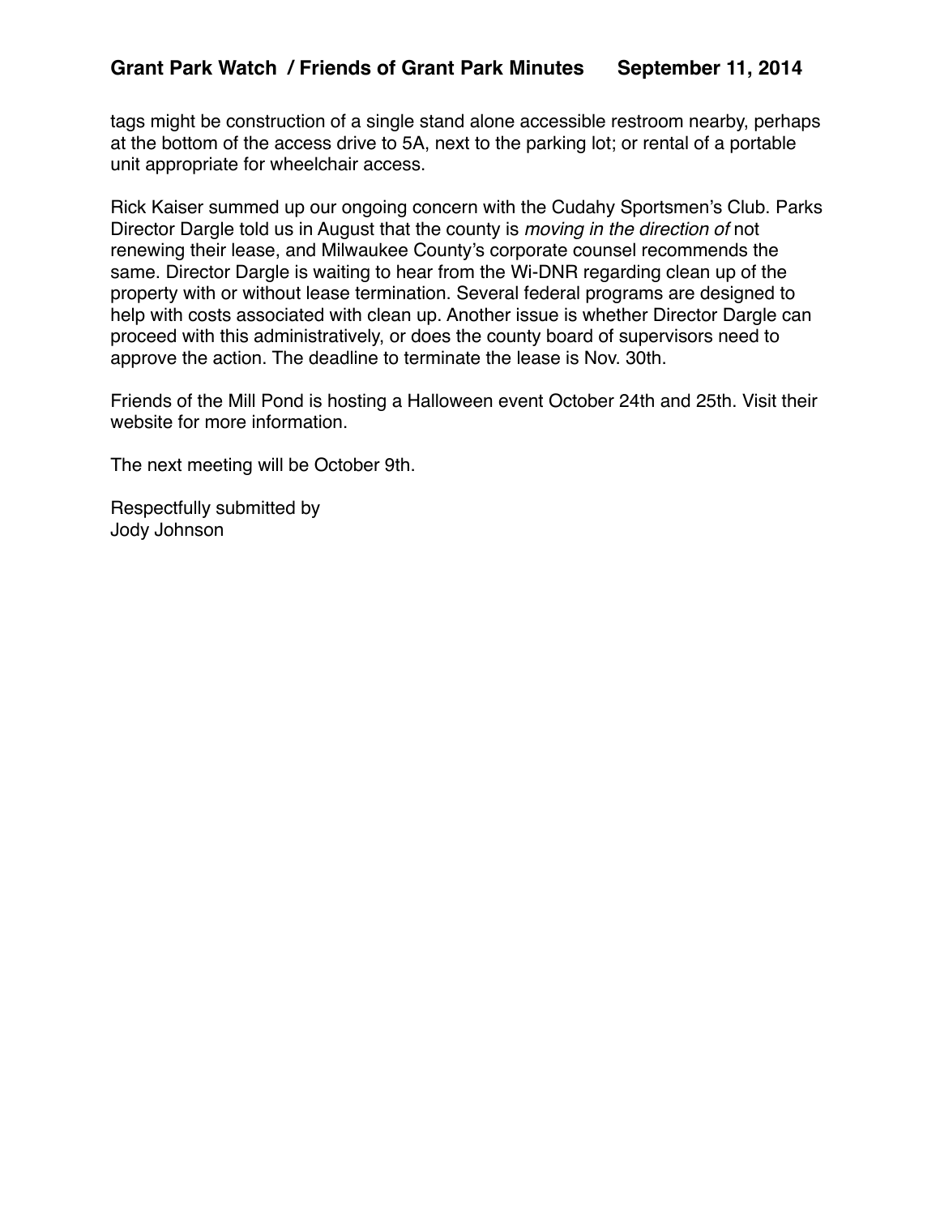tags might be construction of a single stand alone accessible restroom nearby, perhaps at the bottom of the access drive to 5A, next to the parking lot; or rental of a portable unit appropriate for wheelchair access.

Rick Kaiser summed up our ongoing concern with the Cudahy Sportsmen's Club. Parks Director Dargle told us in August that the county is *moving in the direction of* not renewing their lease, and Milwaukee County's corporate counsel recommends the same. Director Dargle is waiting to hear from the Wi-DNR regarding clean up of the property with or without lease termination. Several federal programs are designed to help with costs associated with clean up. Another issue is whether Director Dargle can proceed with this administratively, or does the county board of supervisors need to approve the action. The deadline to terminate the lease is Nov. 30th.

Friends of the Mill Pond is hosting a Halloween event October 24th and 25th. Visit their website for more information.

The next meeting will be October 9th.

Respectfully submitted by
Jody Johnson